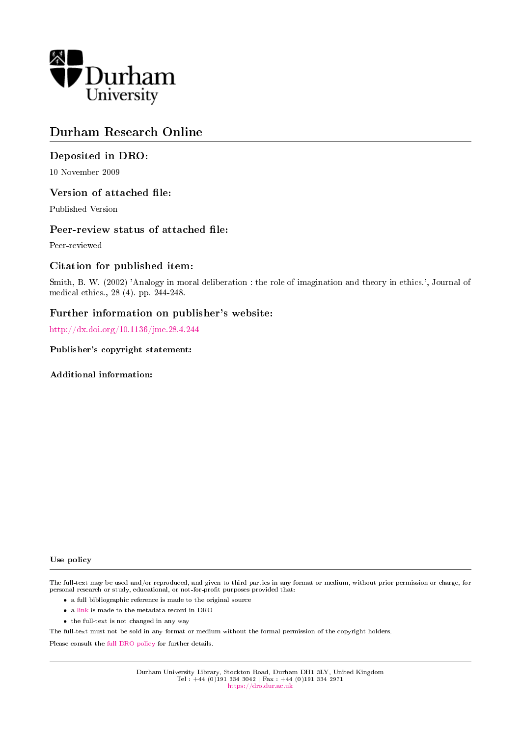Durham University

# Durham Research Online

## Deposited in DRO:

10 November 2009

## Version of attached file:

Published Version

## Peer-review status of attached file:

Peer-reviewed

## Citation for published item:

Smith, B. W. (2002) 'Analogy in moral deliberation : the role of imagination and theory in ethics.', Journal of medical ethics., 28 (4). pp. 244-248.

## Further information on publisher's website:

http://dx.doi.org/10.1136/jme.28.4.244

### Publisher's copyright statement:

### Additional information:

### Use policy

The full-text may be used and/or reproduced, and given to third parties in any format or medium, without prior permission or charge, for personal research or study, educational, or not-for-profit purposes provided that:

- a full bibliographic reference is made to the original source
- a link is made to the metadata record in DRO
- the full-text is not changed in any way

The full-text must not be sold in any format or medium without the formal permission of the copyright holders.

Please consult the full DRO policy for further details.

Durham University Library, Stockton Road, Durham DH1 3LY, United Kingdom
Tel : +44 (0)191 334 3042 | Fax : +44 (0)191 334 2971
https://dro.dur.ac.uk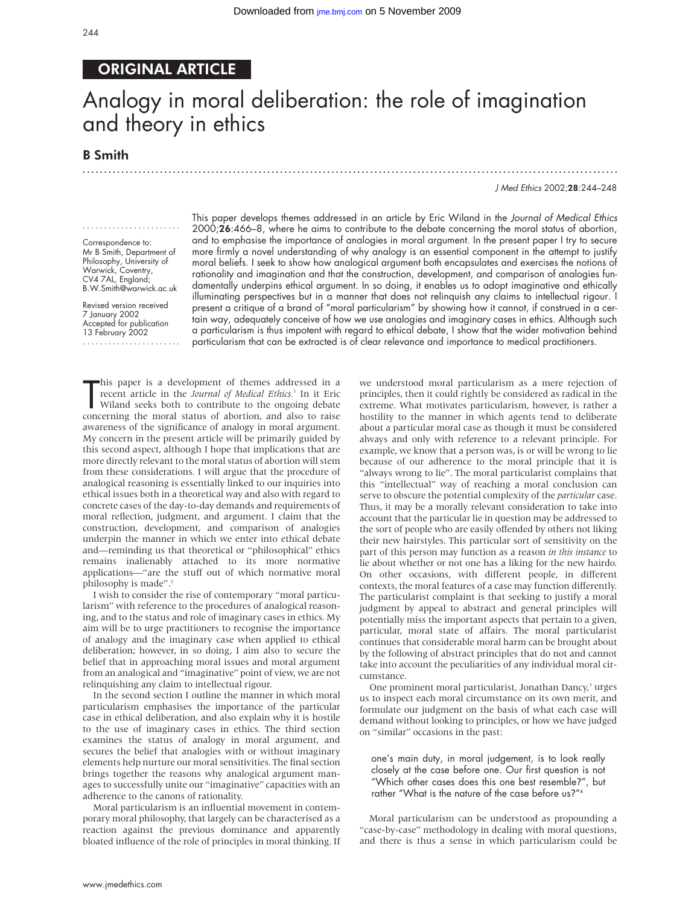# ORIGINAL ARTICLE

# Analogy in moral deliberation: the role of imagination and theory in ethics

## B Smith

This paper develops themes addressed in an article by Eric Wiland in the *Journal of Medical Ethics* 2000;**26**:466–8, where he aims to contribute to the debate concerning the moral status of abortion, and to emphasise the importance of analogies in moral argument. In the present paper I try to secure more firmly a novel understanding of why analogy is an essential component in the attempt to justify moral beliefs. I seek to show how analogical argument both encapsulates and exercises the notions of rationality and imagination and that the construction, development, and comparison of analogies fundamentally underpins ethical argument. In so doing, it enables us to adopt imaginative and ethically illuminating perspectives but in a manner that does not relinquish any claims to intellectual rigour. I present a critique of a brand of "moral particularism" by showing how it cannot, if construed in a certain way, adequately conceive of how we use analogies and imaginary cases in ethics. Although such a particularism is thus impotent with regard to ethical debate, I show that the wider motivation behind particularism that can be extracted is of clear relevance and importance to medical practitioners.

Correspondence to: Mr B Smith, Department of Philosophy, University of Warwick, Coventry, CV4 7AL, England; B.W.Smith@warwick.ac.uk

Revised version received 7 January 2002
Accepted for publication 13 February 2002

This paper is a development of themes addressed in a recent article in the *Journal of Medical Ethics*.[1] In it Eric Wiland seeks both to contribute to the ongoing debate concerning the moral status of abortion, and also to raise awareness of the significance of analogy in moral argument. My concern in the present article will be primarily guided by this second aspect, although I hope that implications that are more directly relevant to the moral status of abortion will stem from these considerations. I will argue that the procedure of analogical reasoning is essentially linked to our inquiries into ethical issues both in a theoretical way and also with regard to concrete cases of the day-to-day demands and requirements of moral reflection, judgment, and argument. I claim that the construction, development, and comparison of analogies underpin the manner in which we enter into ethical debate and—reminding us that theoretical or "philosophical" ethics remains inalienably attached to its more normative applications—"are the stuff out of which normative moral philosophy is made".[2]

I wish to consider the rise of contemporary "moral particularism" with reference to the procedures of analogical reasoning, and to the status and role of imaginary cases in ethics. My aim will be to urge practitioners to recognise the importance of analogy and the imaginary case when applied to ethical deliberation; however, in so doing, I aim also to secure the belief that in approaching moral issues and moral argument from an analogical and "imaginative" point of view, we are not relinquishing any claim to intellectual rigour.

In the second section I outline the manner in which moral particularism emphasises the importance of the particular case in ethical deliberation, and also explain why it is hostile to the use of imaginary cases in ethics. The third section examines the status of analogy in moral argument, and secures the belief that analogies with or without imaginary elements help nurture our moral sensitivities. The final section brings together the reasons why analogical argument manages to successfully unite our "imaginative" capacities with an adherence to the canons of rationality.

Moral particularism is an influential movement in contemporary moral philosophy, that largely can be characterised as a reaction against the previous dominance and apparently bloated influence of the role of principles in moral thinking. If we understood moral particularism as a mere rejection of principles, then it could rightly be considered as radical in the extreme. What motivates particularism, however, is rather a hostility to the manner in which agents tend to deliberate about a particular moral case as though it must be considered always and only with reference to a relevant principle. For example, we know that a person was, is or will be wrong to lie because of our adherence to the moral principle that it is "always wrong to lie". The moral particularist complains that this "intellectual" way of reaching a moral conclusion can serve to obscure the potential complexity of the *particular* case. Thus, it may be a morally relevant consideration to take into account that the particular lie in question may be addressed to the sort of people who are easily offended by others not liking their new hairstyles. This particular sort of sensitivity on the part of this person may function as a reason *in this instance* to lie about whether or not one has a liking for the new hairdo. On other occasions, with different people, in different contexts, the moral features of a case may function differently. The particularist complaint is that seeking to justify a moral judgment by appeal to abstract and general principles will potentially miss the important aspects that pertain to a given, particular, moral state of affairs. The moral particularist continues that considerable moral harm can be brought about by the following of abstract principles that do not and cannot take into account the peculiarities of any individual moral circumstance.

One prominent moral particularist, Jonathan Dancy,[3] urges us to inspect each moral circumstance on its own merit, and formulate our judgment on the basis of what each case will demand without looking to principles, or how we have judged on "similar" occasions in the past:

> one's main duty, in moral judgement, is to look really closely at the case before one. Our first question is not "Which other cases does this one best resemble?", but rather "What is the nature of the case before us?"[4]

Moral particularism can be understood as propounding a "case-by-case" methodology in dealing with moral questions, and there is thus a sense in which particularism could be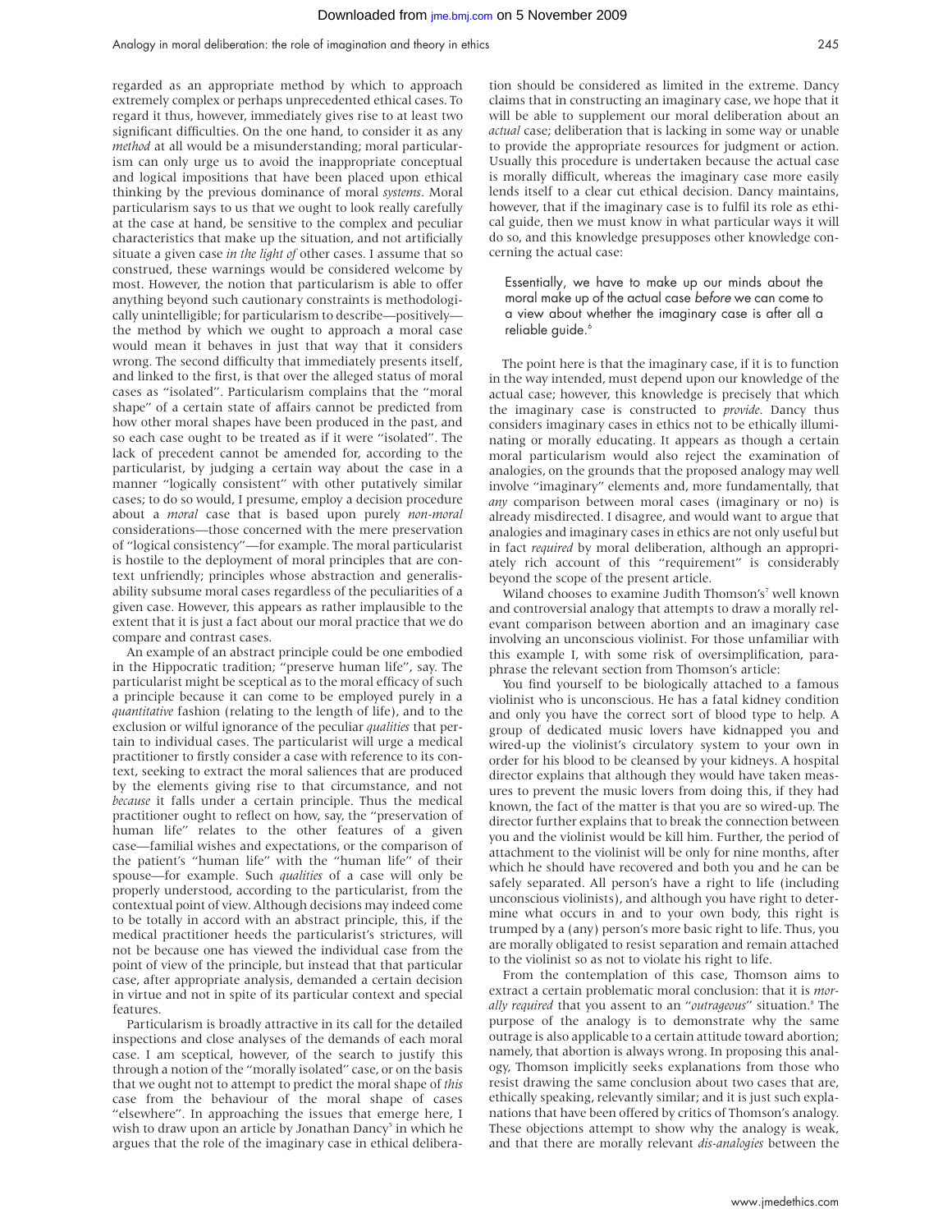regarded as an appropriate method by which to approach extremely complex or perhaps unprecedented ethical cases. To regard it thus, however, immediately gives rise to at least two significant difficulties. On the one hand, to consider it as any *method* at all would be a misunderstanding; moral particularism can only urge us to avoid the inappropriate conceptual and logical impositions that have been placed upon ethical thinking by the previous dominance of moral *systems*. Moral particularism says to us that we ought to look really carefully at the case at hand, be sensitive to the complex and peculiar characteristics that make up the situation, and not artificially situate a given case *in the light of* other cases. I assume that so construed, these warnings would be considered welcome by most. However, the notion that particularism is able to offer anything beyond such cautionary constraints is methodologically unintelligible; for particularism to describe—positively—the method by which we ought to approach a moral case would mean it behaves in just that way that it considers wrong. The second difficulty that immediately presents itself, and linked to the first, is that over the alleged status of moral cases as "isolated". Particularism complains that the "moral shape" of a certain state of affairs cannot be predicted from how other moral shapes have been produced in the past, and so each case ought to be treated as if it were "isolated". The lack of precedent cannot be amended for, according to the particularist, by judging a certain way about the case in a manner "logically consistent" with other putatively similar cases; to do so would, I presume, employ a decision procedure about a *moral* case that is based upon purely *non-moral* considerations—those concerned with the mere preservation of "logical consistency"—for example. The moral particularist is hostile to the deployment of moral principles that are context unfriendly; principles whose abstraction and generalisability subsume moral cases regardless of the peculiarities of a given case. However, this appears as rather implausible to the extent that it is just a fact about our moral practice that we do compare and contrast cases.

An example of an abstract principle could be one embodied in the Hippocratic tradition; "preserve human life", say. The particularist might be sceptical as to the moral efficacy of such a principle because it can come to be employed purely in a *quantitative* fashion (relating to the length of life), and to the exclusion or wilful ignorance of the peculiar *qualities* that pertain to individual cases. The particularist will urge a medical practitioner to firstly consider a case with reference to its context, seeking to extract the moral saliences that are produced by the elements giving rise to that circumstance, and not *because* it falls under a certain principle. Thus the medical practitioner ought to reflect on how, say, the "preservation of human life" relates to the other features of a given case—familial wishes and expectations, or the comparison of the patient's "human life" with the "human life" of their spouse—for example. Such *qualities* of a case will only be properly understood, according to the particularist, from the contextual point of view. Although decisions may indeed come to be totally in accord with an abstract principle, this, if the medical practitioner heeds the particularist's strictures, will not be because one has viewed the individual case from the point of view of the principle, but instead that that particular case, after appropriate analysis, demanded a certain decision in virtue and not in spite of its particular context and special features.

Particularism is broadly attractive in its call for the detailed inspections and close analyses of the demands of each moral case. I am sceptical, however, of the search to justify this through a notion of the "morally isolated" case, or on the basis that we ought not to attempt to predict the moral shape of *this* case from the behaviour of the moral shape of cases "elsewhere". In approaching the issues that emerge here, I wish to draw upon an article by Jonathan Dancy[5] in which he argues that the role of the imaginary case in ethical deliberation should be considered as limited in the extreme. Dancy claims that in constructing an imaginary case, we hope that it will be able to supplement our moral deliberation about an *actual* case; deliberation that is lacking in some way or unable to provide the appropriate resources for judgment or action. Usually this procedure is undertaken because the actual case is morally difficult, whereas the imaginary case more easily lends itself to a clear cut ethical decision. Dancy maintains, however, that if the imaginary case is to fulfil its role as ethical guide, then we must know in what particular ways it will do so, and this knowledge presupposes other knowledge concerning the actual case:

> Essentially, we have to make up our minds about the moral make up of the actual case *before* we can come to a view about whether the imaginary case is after all a reliable guide.[6]

The point here is that the imaginary case, if it is to function in the way intended, must depend upon our knowledge of the actual case; however, this knowledge is precisely that which the imaginary case is constructed to *provide*. Dancy thus considers imaginary cases in ethics not to be ethically illuminating or morally educating. It appears as though a certain moral particularism would also reject the examination of analogies, on the grounds that the proposed analogy may well involve "imaginary" elements and, more fundamentally, that *any* comparison between moral cases (imaginary or no) is already misdirected. I disagree, and would want to argue that analogies and imaginary cases in ethics are not only useful but in fact *required* by moral deliberation, although an appropriately rich account of this "requirement" is considerably beyond the scope of the present article.

Wiland chooses to examine Judith Thomson's[7] well known and controversial analogy that attempts to draw a morally relevant comparison between abortion and an imaginary case involving an unconscious violinist. For those unfamiliar with this example I, with some risk of oversimplification, paraphrase the relevant section from Thomson's article:

You find yourself to be biologically attached to a famous violinist who is unconscious. He has a fatal kidney condition and only you have the correct sort of blood type to help. A group of dedicated music lovers have kidnapped you and wired-up the violinist's circulatory system to your own in order for his blood to be cleansed by your kidneys. A hospital director explains that although they would have taken measures to prevent the music lovers from doing this, if they had known, the fact of the matter is that you are so wired-up. The director further explains that to break the connection between you and the violinist would be kill him. Further, the period of attachment to the violinist will be only for nine months, after which he should have recovered and both you and he can be safely separated. All person's have a right to life (including unconscious violinists), and although you have right to determine what occurs in and to your own body, this right is trumped by a (any) person's more basic right to life. Thus, you are morally obligated to resist separation and remain attached to the violinist so as not to violate his right to life.

From the contemplation of this case, Thomson aims to extract a certain problematic moral conclusion: that it is *morally required* that you assent to an "*outrageous*" situation.[8] The purpose of the analogy is to demonstrate why the same outrage is also applicable to a certain attitude toward abortion; namely, that abortion is always wrong. In proposing this analogy, Thomson implicitly seeks explanations from those who resist drawing the same conclusion about two cases that are, ethically speaking, relevantly similar; and it is just such explanations that have been offered by critics of Thomson's analogy. These objections attempt to show why the analogy is weak, and that there are morally relevant *dis-analogies* between the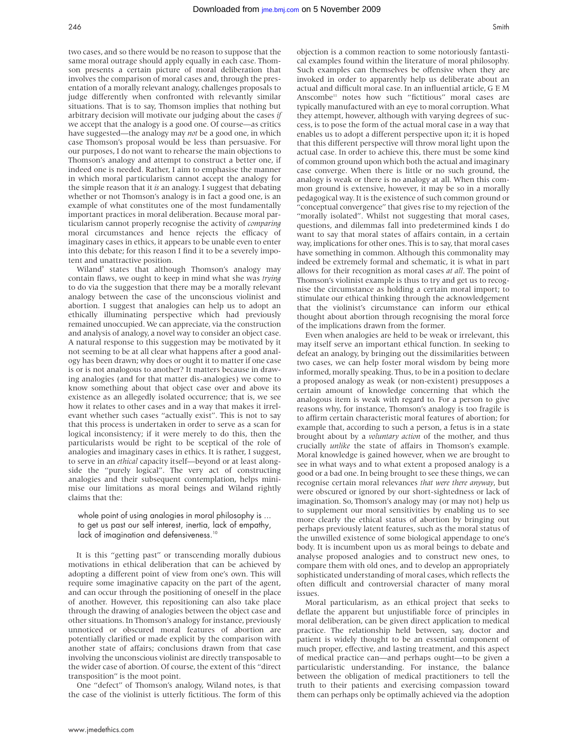two cases, and so there would be no reason to suppose that the same moral outrage should apply equally in each case. Thomson presents a certain picture of moral deliberation that involves the comparison of moral cases and, through the presentation of a morally relevant analogy, challenges proposals to judge differently when confronted with relevantly similar situations. That is to say, Thomson implies that nothing but arbitrary decision will motivate our judging about the cases *if* we accept that the analogy is a good one. Of course—as critics have suggested—the analogy may *not* be a good one, in which case Thomson's proposal would be less than persuasive. For our purposes, I do not want to rehearse the main objections to Thomson's analogy and attempt to construct a better one, if indeed one is needed. Rather, I aim to emphasise the manner in which moral particularism cannot accept the analogy for the simple reason that it *is* an analogy. I suggest that debating whether or not Thomson's analogy is in fact a good one, is an example of what constitutes one of the most fundamentally important practices in moral deliberation. Because moral particularism cannot properly recognise the activity of *comparing* moral circumstances and hence rejects the efficacy of imaginary cases in ethics, it appears to be unable even to enter into this debate; for this reason I find it to be a severely impotent and unattractive position.

Wiland[9] states that although Thomson's analogy may contain flaws, we ought to keep in mind what she was *trying* to do via the suggestion that there may be a morally relevant analogy between the case of the unconscious violinist and abortion. I suggest that analogies can help us to adopt an ethically illuminating perspective which had previously remained unoccupied. We can appreciate, via the construction and analysis of analogy, a novel way to consider an object case. A natural response to this suggestion may be motivated by it not seeming to be at all clear what happens after a good analogy has been drawn; why does or ought it to matter if one case is or is not analogous to another? It matters because in drawing analogies (and for that matter dis-analogies) we come to know something about that object case over and above its existence as an allegedly isolated occurrence; that is, we see how it relates to other cases and in a way that makes it irrelevant whether such cases "actually exist". This is not to say that this process is undertaken in order to serve as a scan for logical inconsistency; if it were merely to do this, then the particularists would be right to be sceptical of the role of analogies and imaginary cases in ethics. It is rather, I suggest, to serve in an *ethical* capacity itself—beyond or at least alongside the "purely logical". The very act of constructing analogies and their subsequent contemplation, helps minimise our limitations as moral beings and Wiland rightly claims that the:

> whole point of using analogies in moral philosophy is ... to get us past our self interest, inertia, lack of empathy, lack of imagination and defensiveness.[10]

It is this "getting past" or transcending morally dubious motivations in ethical deliberation that can be achieved by adopting a different point of view from one's own. This will require some imaginative capacity on the part of the agent, and can occur through the positioning of oneself in the place of another. However, this repositioning can also take place through the drawing of analogies between the object case and other situations. In Thomson's analogy for instance, previously unnoticed or obscured moral features of abortion are potentially clarified or made explicit by the comparison with another state of affairs; conclusions drawn from that case involving the unconscious violinist are directly transposable to the wider case of abortion. Of course, the extent of this "direct transposition" is the moot point.

One "defect" of Thomson's analogy, Wiland notes, is that the case of the violinist is utterly fictitious. The form of this objection is a common reaction to some notoriously fantastical examples found within the literature of moral philosophy. Such examples can themselves be offensive when they are invoked in order to apparently help us deliberate about an actual and difficult moral case. In an influential article, G E M Anscombe[11] notes how such "fictitious" moral cases are typically manufactured with an eye to moral corruption. What they attempt, however, although with varying degrees of success, is to pose the form of the actual moral case in a way that enables us to adopt a different perspective upon it; it is hoped that this different perspective will throw moral light upon the actual case. In order to achieve this, there must be some kind of common ground upon which both the actual and imaginary case converge. When there is little or no such ground, the analogy is weak or there is no analogy at all. When this common ground is extensive, however, it may be so in a morally pedagogical way. It is the existence of such common ground or "conceptual convergence" that gives rise to my rejection of the "morally isolated". Whilst not suggesting that moral cases, questions, and dilemmas fall into predetermined kinds I do want to say that moral states of affairs contain, in a certain way, implications for other ones. This is to say, that moral cases have something in common. Although this commonality may indeed be extremely formal and schematic, it is what in part allows for their recognition as moral cases *at all*. The point of Thomson's violinist example is thus to try and get us to recognise the circumstance as holding a certain moral import; to stimulate our ethical thinking through the acknowledgement that the violinist's circumstance can inform our ethical thought about abortion through recognising the moral force of the implications drawn from the former.

Even when analogies are held to be weak or irrelevant, this may itself serve an important ethical function. In seeking to defeat an analogy, by bringing out the dissimilarities between two cases, we can help foster moral wisdom by being more informed, morally speaking. Thus, to be in a position to declare a proposed analogy as weak (or non-existent) presupposes a certain amount of knowledge concerning that which the analogous item is weak with regard to. For a person to give reasons why, for instance, Thomson's analogy is too fragile is to affirm certain characteristic moral features of abortion; for example that, according to such a person, a fetus is in a state brought about by a *voluntary action* of the mother, and thus crucially *unlike* the state of affairs in Thomson's example. Moral knowledge is gained however, when we are brought to see in what ways and to what extent a proposed analogy is a good or a bad one. In being brought to see these things, we can recognise certain moral relevances *that were there anyway*, but were obscured or ignored by our short-sightedness or lack of imagination. So, Thomson's analogy may (or may not) help us to supplement our moral sensitivities by enabling us to see more clearly the ethical status of abortion by bringing out perhaps previously latent features, such as the moral status of the unwilled existence of some biological appendage to one's body. It is incumbent upon us as moral beings to debate and analyse proposed analogies and to construct new ones, to compare them with old ones, and to develop an appropriately sophisticated understanding of moral cases, which reflects the often difficult and controversial character of many moral issues.

Moral particularism, as an ethical project that seeks to deflate the apparent but unjustifiable force of principles in moral deliberation, can be given direct application to medical practice. The relationship held between, say, doctor and patient is widely thought to be an essential component of much proper, effective, and lasting treatment, and this aspect of medical practice can—and perhaps ought—to be given a particularistic understanding. For instance, the balance between the obligation of medical practitioners to tell the truth to their patients and exercising compassion toward them can perhaps only be optimally achieved via the adoption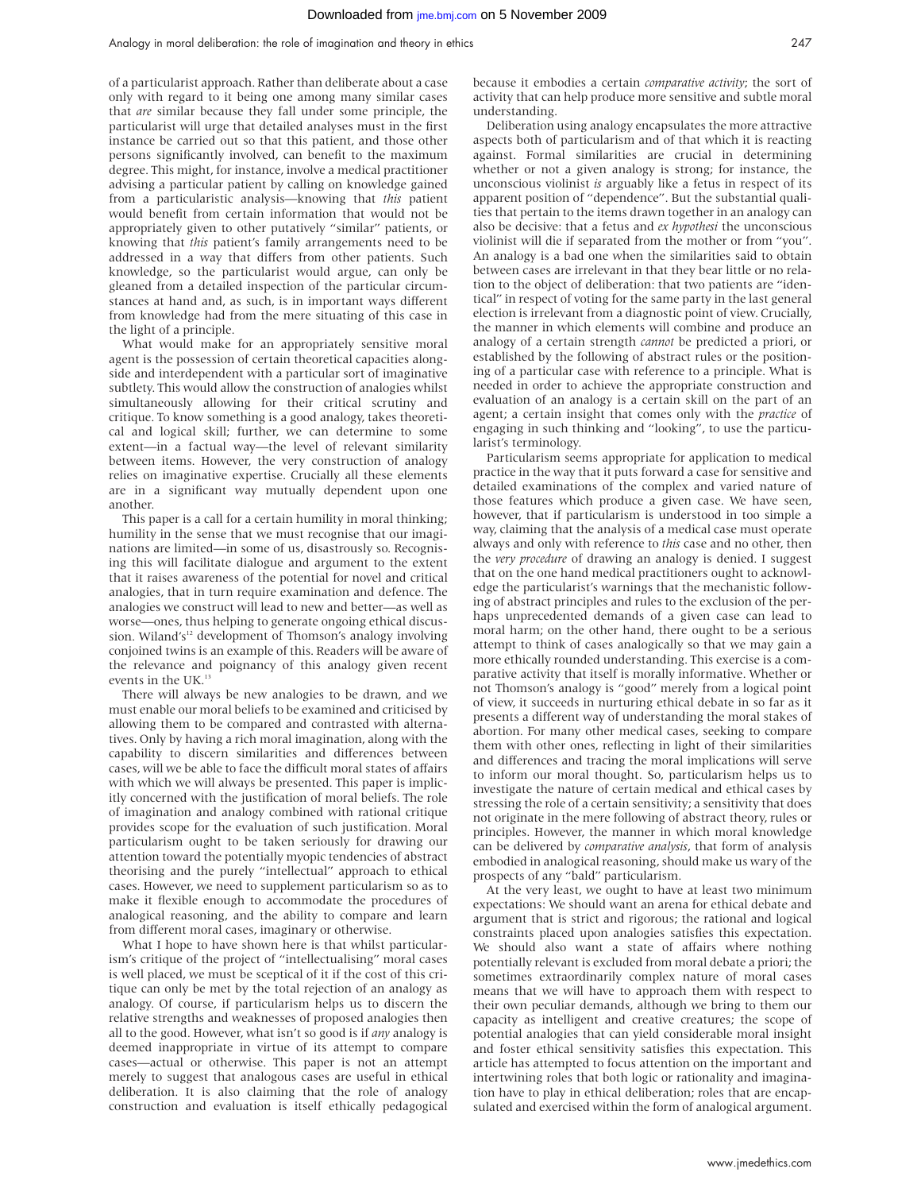of a particularist approach. Rather than deliberate about a case only with regard to it being one among many similar cases that *are* similar because they fall under some principle, the particularist will urge that detailed analyses must in the first instance be carried out so that this patient, and those other persons significantly involved, can benefit to the maximum degree. This might, for instance, involve a medical practitioner advising a particular patient by calling on knowledge gained from a particularistic analysis—knowing that *this* patient would benefit from certain information that would not be appropriately given to other putatively "similar" patients, or knowing that *this* patient's family arrangements need to be addressed in a way that differs from other patients. Such knowledge, so the particularist would argue, can only be gleaned from a detailed inspection of the particular circumstances at hand and, as such, is in important ways different from knowledge had from the mere situating of this case in the light of a principle.

What would make for an appropriately sensitive moral agent is the possession of certain theoretical capacities alongside and interdependent with a particular sort of imaginative subtlety. This would allow the construction of analogies whilst simultaneously allowing for their critical scrutiny and critique. To know something is a good analogy, takes theoretical and logical skill; further, we can determine to some extent—in a factual way—the level of relevant similarity between items. However, the very construction of analogy relies on imaginative expertise. Crucially all these elements are in a significant way mutually dependent upon one another.

This paper is a call for a certain humility in moral thinking; humility in the sense that we must recognise that our imaginations are limited—in some of us, disastrously so. Recognising this will facilitate dialogue and argument to the extent that it raises awareness of the potential for novel and critical analogies, that in turn require examination and defence. The analogies we construct will lead to new and better—as well as worse—ones, thus helping to generate ongoing ethical discussion. Wiland's[12] development of Thomson's analogy involving conjoined twins is an example of this. Readers will be aware of the relevance and poignancy of this analogy given recent events in the UK.[13]

There will always be new analogies to be drawn, and we must enable our moral beliefs to be examined and criticised by allowing them to be compared and contrasted with alternatives. Only by having a rich moral imagination, along with the capability to discern similarities and differences between cases, will we be able to face the difficult moral states of affairs with which we will always be presented. This paper is implicitly concerned with the justification of moral beliefs. The role of imagination and analogy combined with rational critique provides scope for the evaluation of such justification. Moral particularism ought to be taken seriously for drawing our attention toward the potentially myopic tendencies of abstract theorising and the purely "intellectual" approach to ethical cases. However, we need to supplement particularism so as to make it flexible enough to accommodate the procedures of analogical reasoning, and the ability to compare and learn from different moral cases, imaginary or otherwise.

What I hope to have shown here is that whilst particularism's critique of the project of "intellectualising" moral cases is well placed, we must be sceptical of it if the cost of this critique can only be met by the total rejection of an analogy as analogy. Of course, if particularism helps us to discern the relative strengths and weaknesses of proposed analogies then all to the good. However, what isn't so good is if *any* analogy is deemed inappropriate in virtue of its attempt to compare cases—actual or otherwise. This paper is not an attempt merely to suggest that analogous cases are useful in ethical deliberation. It is also claiming that the role of analogy construction and evaluation is itself ethically pedagogical because it embodies a certain *comparative activity*; the sort of activity that can help produce more sensitive and subtle moral understanding.

Deliberation using analogy encapsulates the more attractive aspects both of particularism and of that which it is reacting against. Formal similarities are crucial in determining whether or not a given analogy is strong; for instance, the unconscious violinist *is* arguably like a fetus in respect of its apparent position of "dependence". But the substantial qualities that pertain to the items drawn together in an analogy can also be decisive: that a fetus and *ex hypothesi* the unconscious violinist will die if separated from the mother or from "you". An analogy is a bad one when the similarities said to obtain between cases are irrelevant in that they bear little or no relation to the object of deliberation: that two patients are "identical" in respect of voting for the same party in the last general election is irrelevant from a diagnostic point of view. Crucially, the manner in which elements will combine and produce an analogy of a certain strength *cannot* be predicted a priori, or established by the following of abstract rules or the positioning of a particular case with reference to a principle. What is needed in order to achieve the appropriate construction and evaluation of an analogy is a certain skill on the part of an agent; a certain insight that comes only with the *practice* of engaging in such thinking and "looking", to use the particularist's terminology.

Particularism seems appropriate for application to medical practice in the way that it puts forward a case for sensitive and detailed examinations of the complex and varied nature of those features which produce a given case. We have seen, however, that if particularism is understood in too simple a way, claiming that the analysis of a medical case must operate always and only with reference to *this* case and no other, then the *very procedure* of drawing an analogy is denied. I suggest that on the one hand medical practitioners ought to acknowledge the particularist's warnings that the mechanistic following of abstract principles and rules to the exclusion of the perhaps unprecedented demands of a given case can lead to moral harm; on the other hand, there ought to be a serious attempt to think of cases analogically so that we may gain a more ethically rounded understanding. This exercise is a comparative activity that itself is morally informative. Whether or not Thomson's analogy is "good" merely from a logical point of view, it succeeds in nurturing ethical debate in so far as it presents a different way of understanding the moral stakes of abortion. For many other medical cases, seeking to compare them with other ones, reflecting in light of their similarities and differences and tracing the moral implications will serve to inform our moral thought. So, particularism helps us to investigate the nature of certain medical and ethical cases by stressing the role of a certain sensitivity; a sensitivity that does not originate in the mere following of abstract theory, rules or principles. However, the manner in which moral knowledge can be delivered by *comparative analysis*, that form of analysis embodied in analogical reasoning, should make us wary of the prospects of any "bald" particularism.

At the very least, we ought to have at least two minimum expectations: We should want an arena for ethical debate and argument that is strict and rigorous; the rational and logical constraints placed upon analogies satisfies this expectation. We should also want a state of affairs where nothing potentially relevant is excluded from moral debate a priori; the sometimes extraordinarily complex nature of moral cases means that we will have to approach them with respect to their own peculiar demands, although we bring to them our capacity as intelligent and creative creatures; the scope of potential analogies that can yield considerable moral insight and foster ethical sensitivity satisfies this expectation. This article has attempted to focus attention on the important and intertwining roles that both logic or rationality and imagination have to play in ethical deliberation; roles that are encapsulated and exercised within the form of analogical argument.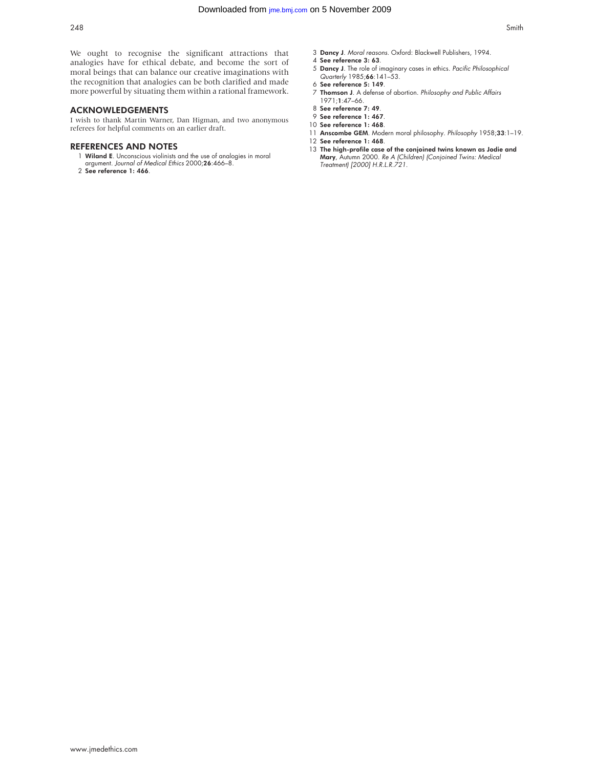We ought to recognise the significant attractions that analogies have for ethical debate, and become the sort of moral beings that can balance our creative imaginations with the recognition that analogies can be both clarified and made more powerful by situating them within a rational framework.

## ACKNOWLEDGEMENTS

I wish to thank Martin Warner, Dan Higman, and two anonymous referees for helpful comments on an earlier draft.

## REFERENCES AND NOTES

1. **Wiland E**. Unconscious violinists and the use of analogies in moral argument. *Journal of Medical Ethics* 2000;**26**:466–8.
2. **See reference 1: 466**.
3. **Dancy J**. *Moral reasons*. Oxford: Blackwell Publishers, 1994.
4. **See reference 3: 63**.
5. **Dancy J**. The role of imaginary cases in ethics. *Pacific Philosophical Quarterly* 1985;**66**:141–53.
6. **See reference 5: 149**.
7. **Thomson J**. A defense of abortion. *Philosophy and Public Affairs* 1971;**1**:47–66.
8. **See reference 7: 49**.
9. **See reference 1: 467**.
10. **See reference 1: 468**.
11. **Anscombe GEM**. Modern moral philosophy. *Philosophy* 1958;**33**:1–19.
12. **See reference 1: 468**.
13. **The high-profile case of the conjoined twins known as Jodie and Mary**, Autumn 2000. *Re A (Children) (Conjoined Twins: Medical Treatment) [2000] H.R.L.R.721*.